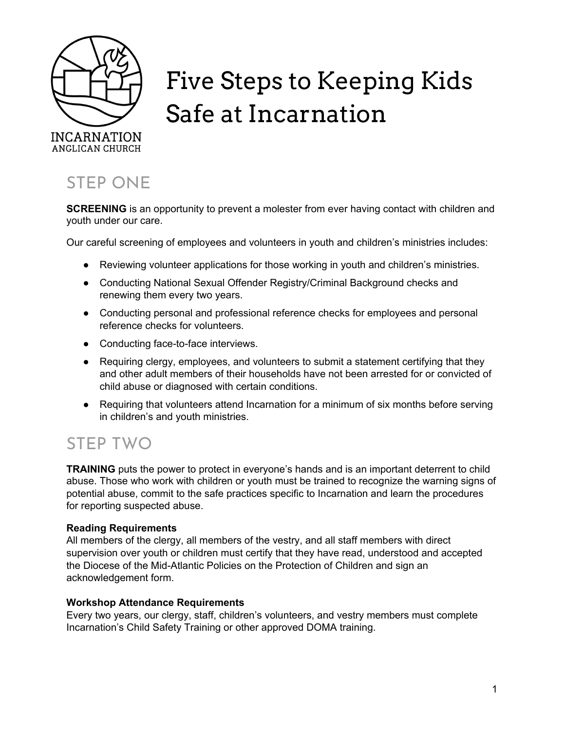INCARNATION
ANGLICAN CHURCH

# Five Steps to Keeping Kids Safe at Incarnation

## STEP ONE

**SCREENING** is an opportunity to prevent a molester from ever having contact with children and youth under our care.

Our careful screening of employees and volunteers in youth and children's ministries includes:

- Reviewing volunteer applications for those working in youth and children's ministries.
- Conducting National Sexual Offender Registry/Criminal Background checks and renewing them every two years.
- Conducting personal and professional reference checks for employees and personal reference checks for volunteers.
- Conducting face-to-face interviews.
- Requiring clergy, employees, and volunteers to submit a statement certifying that they and other adult members of their households have not been arrested for or convicted of child abuse or diagnosed with certain conditions.
- Requiring that volunteers attend Incarnation for a minimum of six months before serving in children's and youth ministries.

## STEP TWO

**TRAINING** puts the power to protect in everyone's hands and is an important deterrent to child abuse. Those who work with children or youth must be trained to recognize the warning signs of potential abuse, commit to the safe practices specific to Incarnation and learn the procedures for reporting suspected abuse.

**Reading Requirements**
All members of the clergy, all members of the vestry, and all staff members with direct supervision over youth or children must certify that they have read, understood and accepted the Diocese of the Mid-Atlantic Policies on the Protection of Children and sign an acknowledgement form.

**Workshop Attendance Requirements**
Every two years, our clergy, staff, children's volunteers, and vestry members must complete Incarnation's Child Safety Training or other approved DOMA training.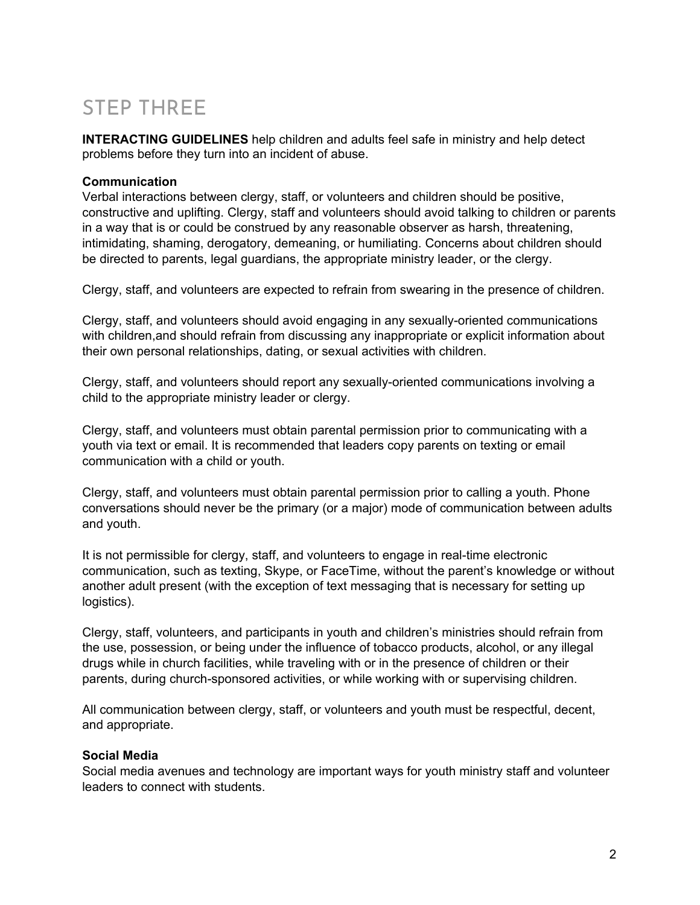# STEP THREE

**INTERACTING GUIDELINES** help children and adults feel safe in ministry and help detect problems before they turn into an incident of abuse.

**Communication**
Verbal interactions between clergy, staff, or volunteers and children should be positive, constructive and uplifting. Clergy, staff and volunteers should avoid talking to children or parents in a way that is or could be construed by any reasonable observer as harsh, threatening, intimidating, shaming, derogatory, demeaning, or humiliating. Concerns about children should be directed to parents, legal guardians, the appropriate ministry leader, or the clergy.

Clergy, staff, and volunteers are expected to refrain from swearing in the presence of children.

Clergy, staff, and volunteers should avoid engaging in any sexually-oriented communications with children,and should refrain from discussing any inappropriate or explicit information about their own personal relationships, dating, or sexual activities with children.

Clergy, staff, and volunteers should report any sexually-oriented communications involving a child to the appropriate ministry leader or clergy.

Clergy, staff, and volunteers must obtain parental permission prior to communicating with a youth via text or email. It is recommended that leaders copy parents on texting or email communication with a child or youth.

Clergy, staff, and volunteers must obtain parental permission prior to calling a youth. Phone conversations should never be the primary (or a major) mode of communication between adults and youth.

It is not permissible for clergy, staff, and volunteers to engage in real-time electronic communication, such as texting, Skype, or FaceTime, without the parent's knowledge or without another adult present (with the exception of text messaging that is necessary for setting up logistics).

Clergy, staff, volunteers, and participants in youth and children's ministries should refrain from the use, possession, or being under the influence of tobacco products, alcohol, or any illegal drugs while in church facilities, while traveling with or in the presence of children or their parents, during church-sponsored activities, or while working with or supervising children.

All communication between clergy, staff, or volunteers and youth must be respectful, decent, and appropriate.

**Social Media**
Social media avenues and technology are important ways for youth ministry staff and volunteer leaders to connect with students.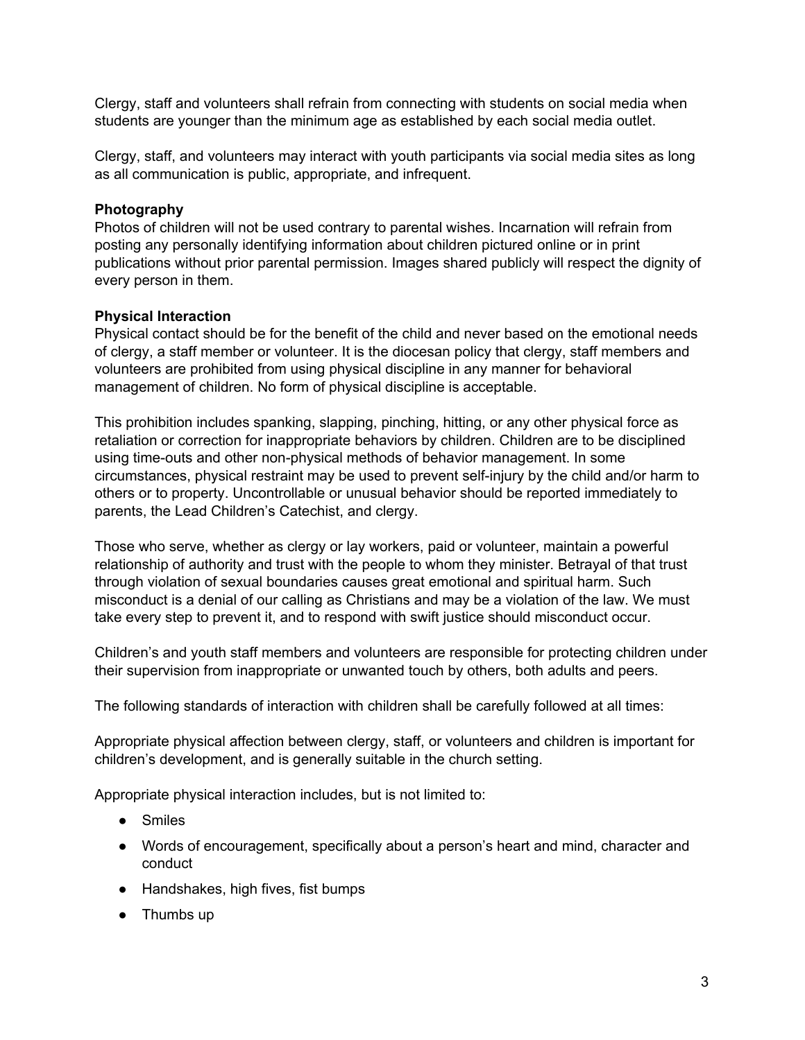Clergy, staff and volunteers shall refrain from connecting with students on social media when students are younger than the minimum age as established by each social media outlet.

Clergy, staff, and volunteers may interact with youth participants via social media sites as long as all communication is public, appropriate, and infrequent.

**Photography**
Photos of children will not be used contrary to parental wishes. Incarnation will refrain from posting any personally identifying information about children pictured online or in print publications without prior parental permission. Images shared publicly will respect the dignity of every person in them.

**Physical Interaction**
Physical contact should be for the benefit of the child and never based on the emotional needs of clergy, a staff member or volunteer. It is the diocesan policy that clergy, staff members and volunteers are prohibited from using physical discipline in any manner for behavioral management of children. No form of physical discipline is acceptable.

This prohibition includes spanking, slapping, pinching, hitting, or any other physical force as retaliation or correction for inappropriate behaviors by children. Children are to be disciplined using time-outs and other non-physical methods of behavior management. In some circumstances, physical restraint may be used to prevent self-injury by the child and/or harm to others or to property. Uncontrollable or unusual behavior should be reported immediately to parents, the Lead Children's Catechist, and clergy.

Those who serve, whether as clergy or lay workers, paid or volunteer, maintain a powerful relationship of authority and trust with the people to whom they minister. Betrayal of that trust through violation of sexual boundaries causes great emotional and spiritual harm. Such misconduct is a denial of our calling as Christians and may be a violation of the law. We must take every step to prevent it, and to respond with swift justice should misconduct occur.

Children's and youth staff members and volunteers are responsible for protecting children under their supervision from inappropriate or unwanted touch by others, both adults and peers.

The following standards of interaction with children shall be carefully followed at all times:

Appropriate physical affection between clergy, staff, or volunteers and children is important for children's development, and is generally suitable in the church setting.

Appropriate physical interaction includes, but is not limited to:

- Smiles
- Words of encouragement, specifically about a person's heart and mind, character and conduct
- Handshakes, high fives, fist bumps
- Thumbs up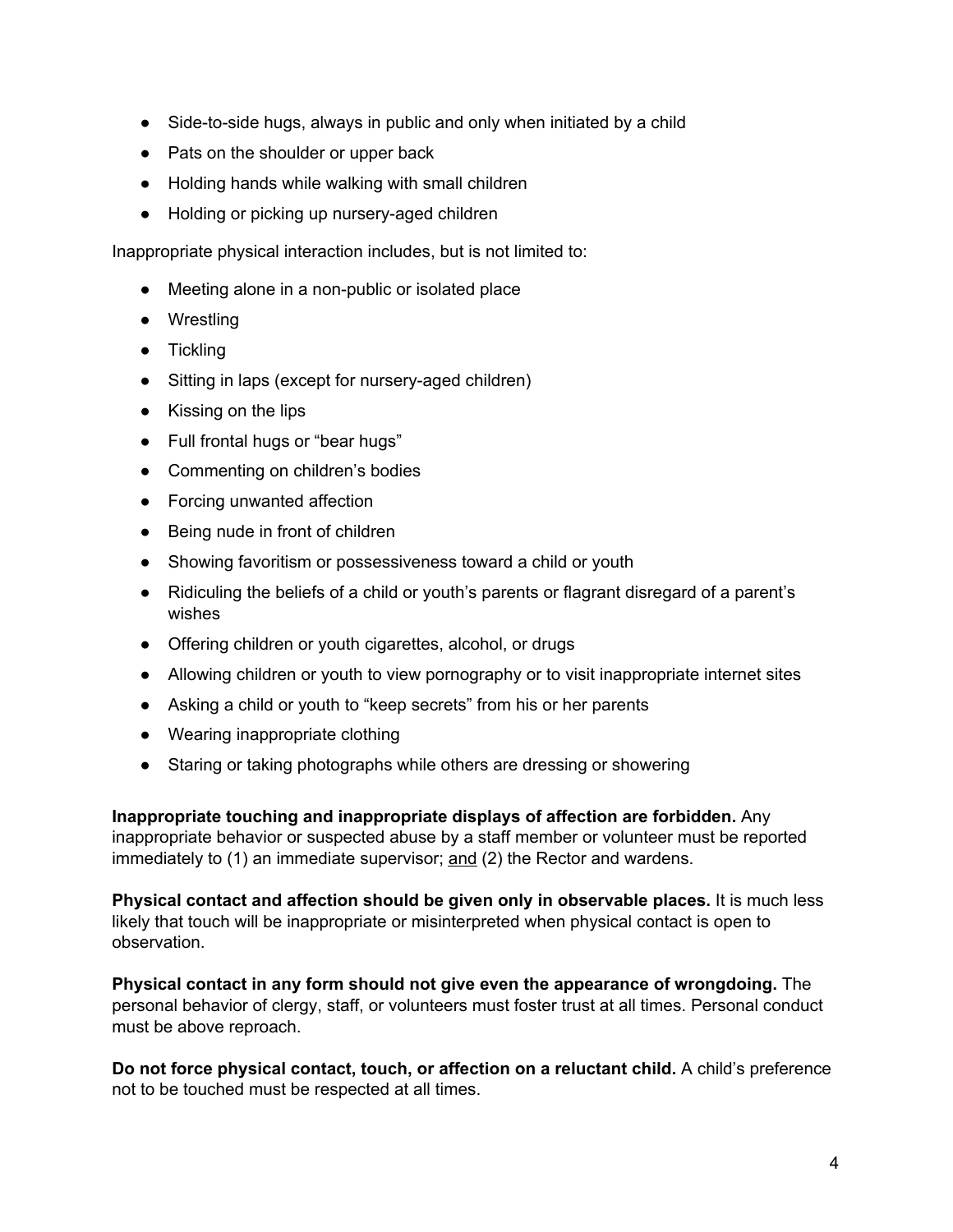- Side-to-side hugs, always in public and only when initiated by a child
- Pats on the shoulder or upper back
- Holding hands while walking with small children
- Holding or picking up nursery-aged children

Inappropriate physical interaction includes, but is not limited to:

- Meeting alone in a non-public or isolated place
- Wrestling
- Tickling
- Sitting in laps (except for nursery-aged children)
- Kissing on the lips
- Full frontal hugs or "bear hugs"
- Commenting on children's bodies
- Forcing unwanted affection
- Being nude in front of children
- Showing favoritism or possessiveness toward a child or youth
- Ridiculing the beliefs of a child or youth's parents or flagrant disregard of a parent's wishes
- Offering children or youth cigarettes, alcohol, or drugs
- Allowing children or youth to view pornography or to visit inappropriate internet sites
- Asking a child or youth to "keep secrets" from his or her parents
- Wearing inappropriate clothing
- Staring or taking photographs while others are dressing or showering

**Inappropriate touching and inappropriate displays of affection are forbidden.** Any inappropriate behavior or suspected abuse by a staff member or volunteer must be reported immediately to (1) an immediate supervisor; <u>and</u> (2) the Rector and wardens.

**Physical contact and affection should be given only in observable places.** It is much less likely that touch will be inappropriate or misinterpreted when physical contact is open to observation.

**Physical contact in any form should not give even the appearance of wrongdoing.** The personal behavior of clergy, staff, or volunteers must foster trust at all times. Personal conduct must be above reproach.

**Do not force physical contact, touch, or affection on a reluctant child.** A child's preference not to be touched must be respected at all times.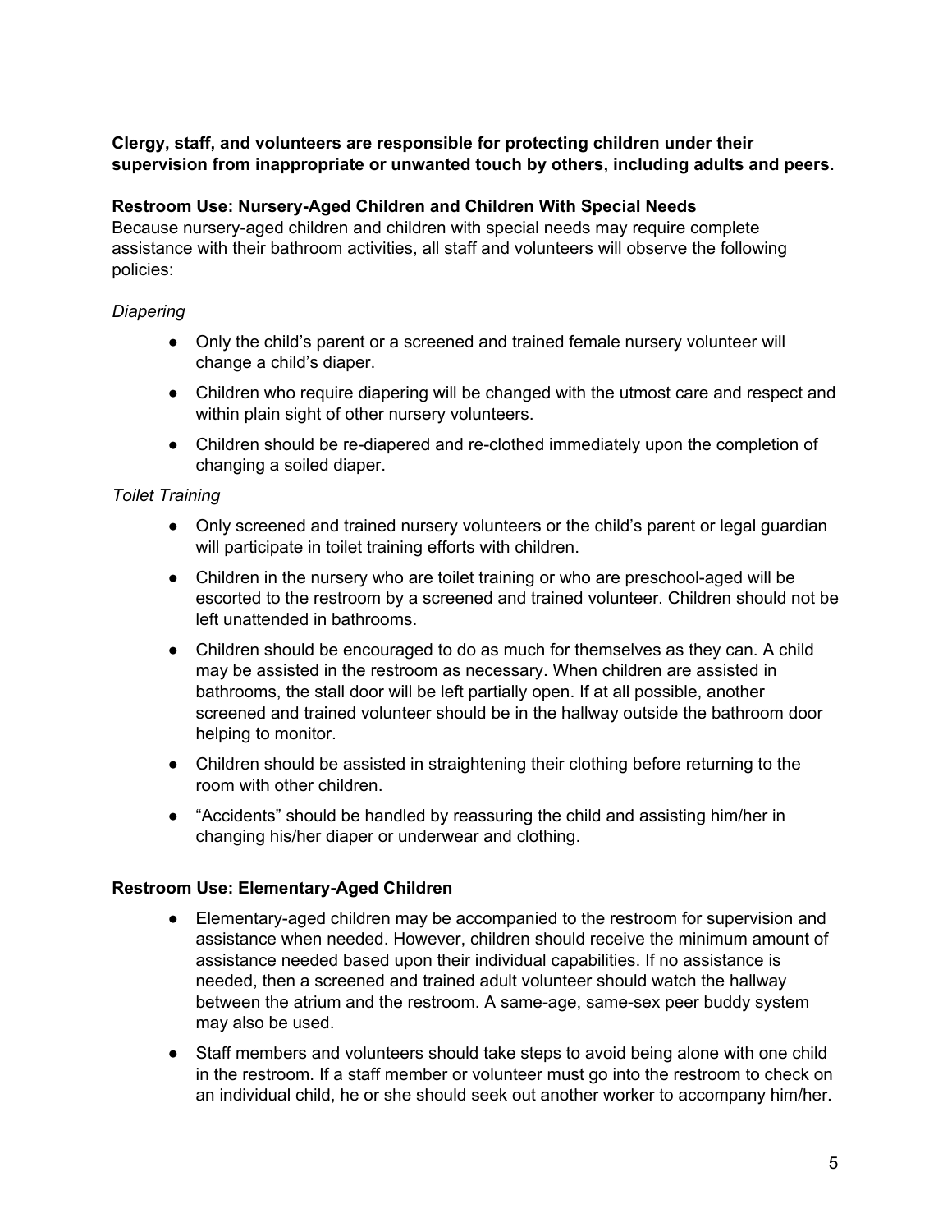**Clergy, staff, and volunteers are responsible for protecting children under their supervision from inappropriate or unwanted touch by others, including adults and peers.**

**Restroom Use: Nursery-Aged Children and Children With Special Needs**

Because nursery-aged children and children with special needs may require complete assistance with their bathroom activities, all staff and volunteers will observe the following policies:

*Diapering*

- Only the child's parent or a screened and trained female nursery volunteer will change a child's diaper.
- Children who require diapering will be changed with the utmost care and respect and within plain sight of other nursery volunteers.
- Children should be re-diapered and re-clothed immediately upon the completion of changing a soiled diaper.

*Toilet Training*

- Only screened and trained nursery volunteers or the child's parent or legal guardian will participate in toilet training efforts with children.
- Children in the nursery who are toilet training or who are preschool-aged will be escorted to the restroom by a screened and trained volunteer. Children should not be left unattended in bathrooms.
- Children should be encouraged to do as much for themselves as they can. A child may be assisted in the restroom as necessary. When children are assisted in bathrooms, the stall door will be left partially open. If at all possible, another screened and trained volunteer should be in the hallway outside the bathroom door helping to monitor.
- Children should be assisted in straightening their clothing before returning to the room with other children.
- "Accidents" should be handled by reassuring the child and assisting him/her in changing his/her diaper or underwear and clothing.

**Restroom Use: Elementary-Aged Children**

- Elementary-aged children may be accompanied to the restroom for supervision and assistance when needed. However, children should receive the minimum amount of assistance needed based upon their individual capabilities. If no assistance is needed, then a screened and trained adult volunteer should watch the hallway between the atrium and the restroom. A same-age, same-sex peer buddy system may also be used.
- Staff members and volunteers should take steps to avoid being alone with one child in the restroom. If a staff member or volunteer must go into the restroom to check on an individual child, he or she should seek out another worker to accompany him/her.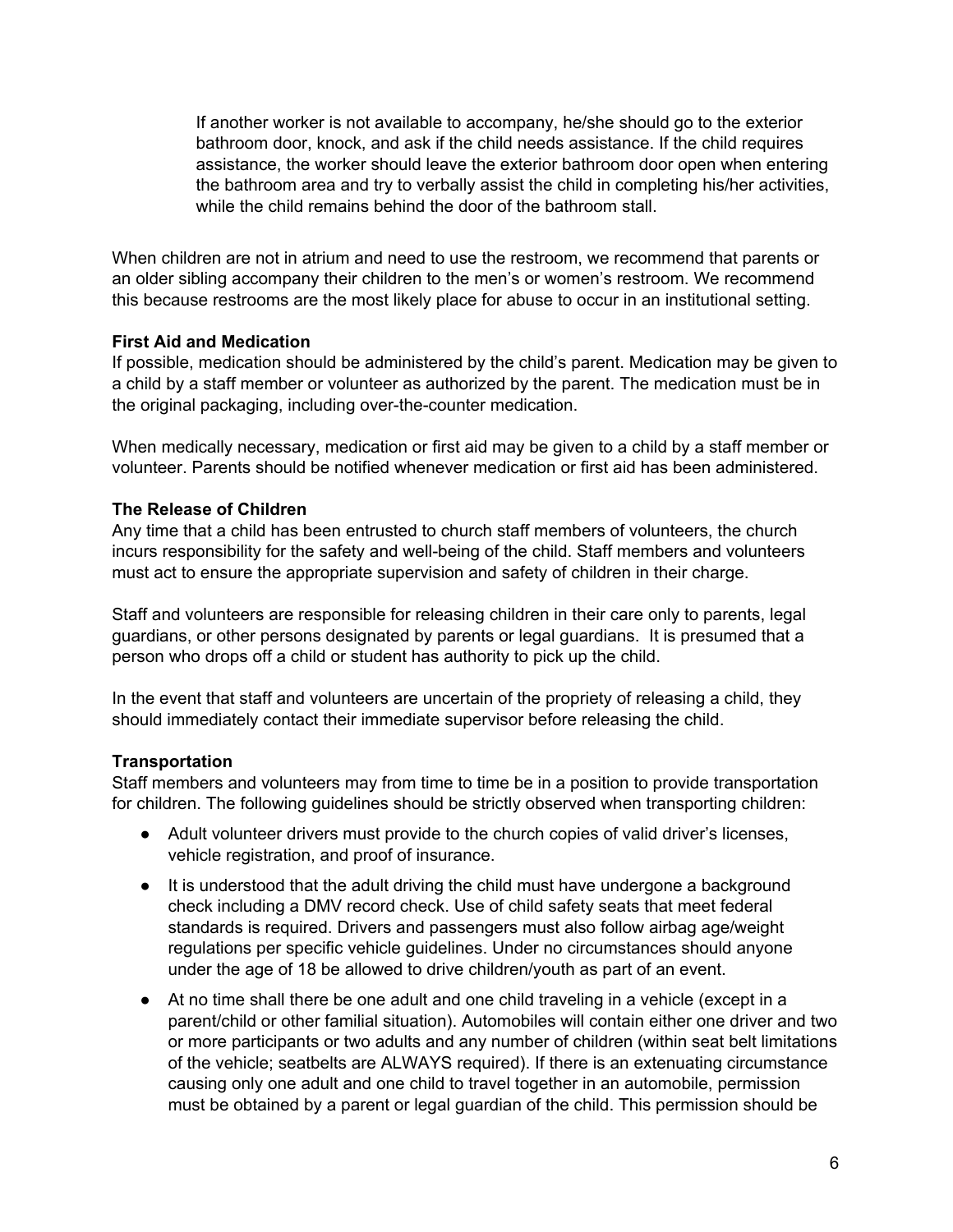If another worker is not available to accompany, he/she should go to the exterior bathroom door, knock, and ask if the child needs assistance. If the child requires assistance, the worker should leave the exterior bathroom door open when entering the bathroom area and try to verbally assist the child in completing his/her activities, while the child remains behind the door of the bathroom stall.

When children are not in atrium and need to use the restroom, we recommend that parents or an older sibling accompany their children to the men's or women's restroom. We recommend this because restrooms are the most likely place for abuse to occur in an institutional setting.

**First Aid and Medication**
If possible, medication should be administered by the child's parent. Medication may be given to a child by a staff member or volunteer as authorized by the parent. The medication must be in the original packaging, including over-the-counter medication.

When medically necessary, medication or first aid may be given to a child by a staff member or volunteer. Parents should be notified whenever medication or first aid has been administered.

**The Release of Children**
Any time that a child has been entrusted to church staff members of volunteers, the church incurs responsibility for the safety and well-being of the child. Staff members and volunteers must act to ensure the appropriate supervision and safety of children in their charge.

Staff and volunteers are responsible for releasing children in their care only to parents, legal guardians, or other persons designated by parents or legal guardians. It is presumed that a person who drops off a child or student has authority to pick up the child.

In the event that staff and volunteers are uncertain of the propriety of releasing a child, they should immediately contact their immediate supervisor before releasing the child.

**Transportation**
Staff members and volunteers may from time to time be in a position to provide transportation for children. The following guidelines should be strictly observed when transporting children:

- Adult volunteer drivers must provide to the church copies of valid driver's licenses, vehicle registration, and proof of insurance.
- It is understood that the adult driving the child must have undergone a background check including a DMV record check. Use of child safety seats that meet federal standards is required. Drivers and passengers must also follow airbag age/weight regulations per specific vehicle guidelines. Under no circumstances should anyone under the age of 18 be allowed to drive children/youth as part of an event.
- At no time shall there be one adult and one child traveling in a vehicle (except in a parent/child or other familial situation). Automobiles will contain either one driver and two or more participants or two adults and any number of children (within seat belt limitations of the vehicle; seatbelts are ALWAYS required). If there is an extenuating circumstance causing only one adult and one child to travel together in an automobile, permission must be obtained by a parent or legal guardian of the child. This permission should be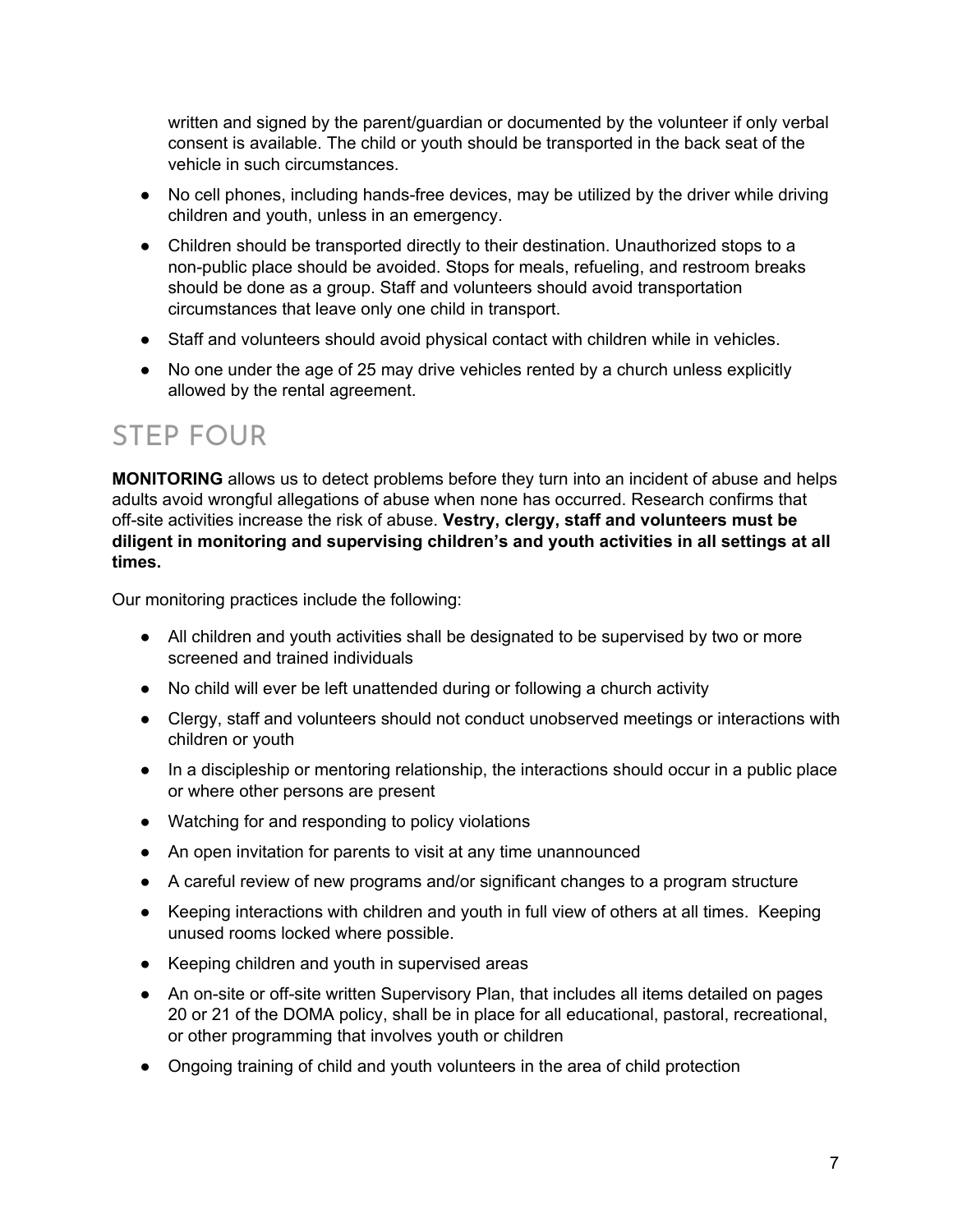written and signed by the parent/guardian or documented by the volunteer if only verbal consent is available. The child or youth should be transported in the back seat of the vehicle in such circumstances.

- No cell phones, including hands-free devices, may be utilized by the driver while driving children and youth, unless in an emergency.
- Children should be transported directly to their destination. Unauthorized stops to a non-public place should be avoided. Stops for meals, refueling, and restroom breaks should be done as a group. Staff and volunteers should avoid transportation circumstances that leave only one child in transport.
- Staff and volunteers should avoid physical contact with children while in vehicles.
- No one under the age of 25 may drive vehicles rented by a church unless explicitly allowed by the rental agreement.

## STEP FOUR

**MONITORING** allows us to detect problems before they turn into an incident of abuse and helps adults avoid wrongful allegations of abuse when none has occurred. Research confirms that off-site activities increase the risk of abuse. **Vestry, clergy, staff and volunteers must be diligent in monitoring and supervising children's and youth activities in all settings at all times.**

Our monitoring practices include the following:

- All children and youth activities shall be designated to be supervised by two or more screened and trained individuals
- No child will ever be left unattended during or following a church activity
- Clergy, staff and volunteers should not conduct unobserved meetings or interactions with children or youth
- In a discipleship or mentoring relationship, the interactions should occur in a public place or where other persons are present
- Watching for and responding to policy violations
- An open invitation for parents to visit at any time unannounced
- A careful review of new programs and/or significant changes to a program structure
- Keeping interactions with children and youth in full view of others at all times. Keeping unused rooms locked where possible.
- Keeping children and youth in supervised areas
- An on-site or off-site written Supervisory Plan, that includes all items detailed on pages 20 or 21 of the DOMA policy, shall be in place for all educational, pastoral, recreational, or other programming that involves youth or children
- Ongoing training of child and youth volunteers in the area of child protection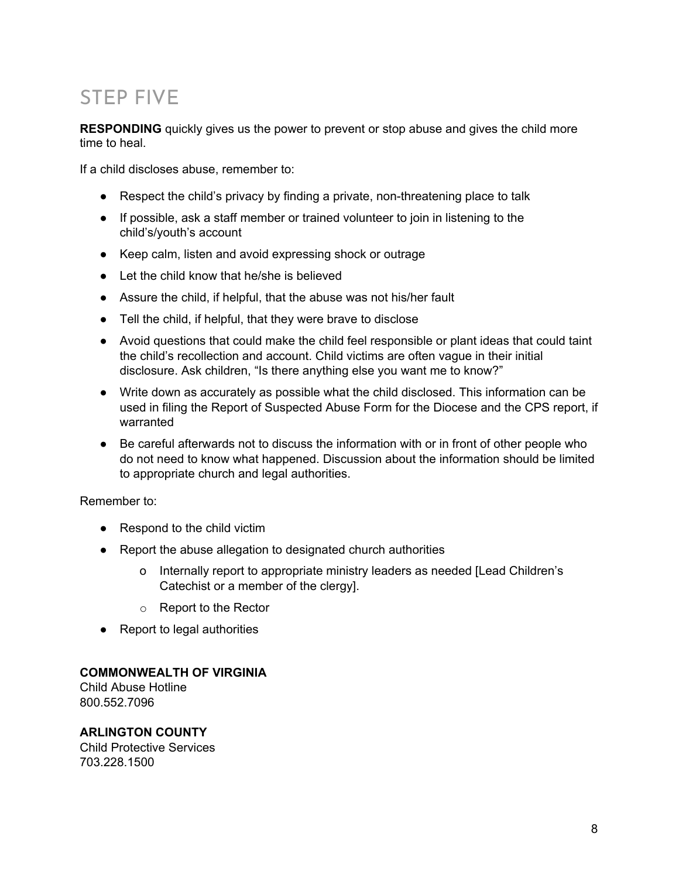## STEP FIVE

**RESPONDING** quickly gives us the power to prevent or stop abuse and gives the child more time to heal.

If a child discloses abuse, remember to:

- Respect the child's privacy by finding a private, non-threatening place to talk
- If possible, ask a staff member or trained volunteer to join in listening to the child's/youth's account
- Keep calm, listen and avoid expressing shock or outrage
- Let the child know that he/she is believed
- Assure the child, if helpful, that the abuse was not his/her fault
- Tell the child, if helpful, that they were brave to disclose
- Avoid questions that could make the child feel responsible or plant ideas that could taint the child's recollection and account. Child victims are often vague in their initial disclosure. Ask children, "Is there anything else you want me to know?"
- Write down as accurately as possible what the child disclosed. This information can be used in filing the Report of Suspected Abuse Form for the Diocese and the CPS report, if warranted
- Be careful afterwards not to discuss the information with or in front of other people who do not need to know what happened. Discussion about the information should be limited to appropriate church and legal authorities.

Remember to:

- Respond to the child victim
- Report the abuse allegation to designated church authorities
  - Internally report to appropriate ministry leaders as needed [Lead Children's Catechist or a member of the clergy].
  - Report to the Rector
- Report to legal authorities

**COMMONWEALTH OF VIRGINIA**
Child Abuse Hotline
800.552.7096

**ARLINGTON COUNTY**
Child Protective Services
703.228.1500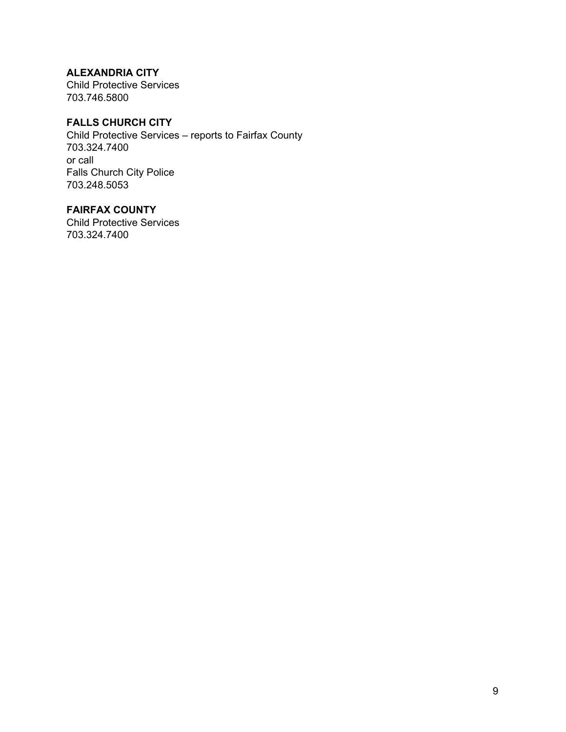**ALEXANDRIA CITY**
Child Protective Services
703.746.5800

**FALLS CHURCH CITY**
Child Protective Services – reports to Fairfax County
703.324.7400
or call
Falls Church City Police
703.248.5053

**FAIRFAX COUNTY**
Child Protective Services
703.324.7400